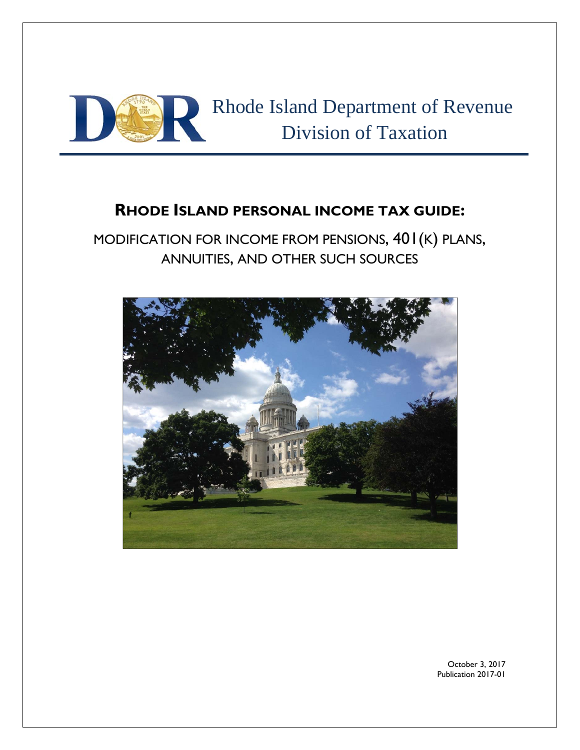Rhode Island Department of Revenue
Division of Taxation

# RHODE ISLAND PERSONAL INCOME TAX GUIDE:

## MODIFICATION FOR INCOME FROM PENSIONS, 401(K) PLANS, ANNUITIES, AND OTHER SUCH SOURCES

October 3, 2017
Publication 2017-01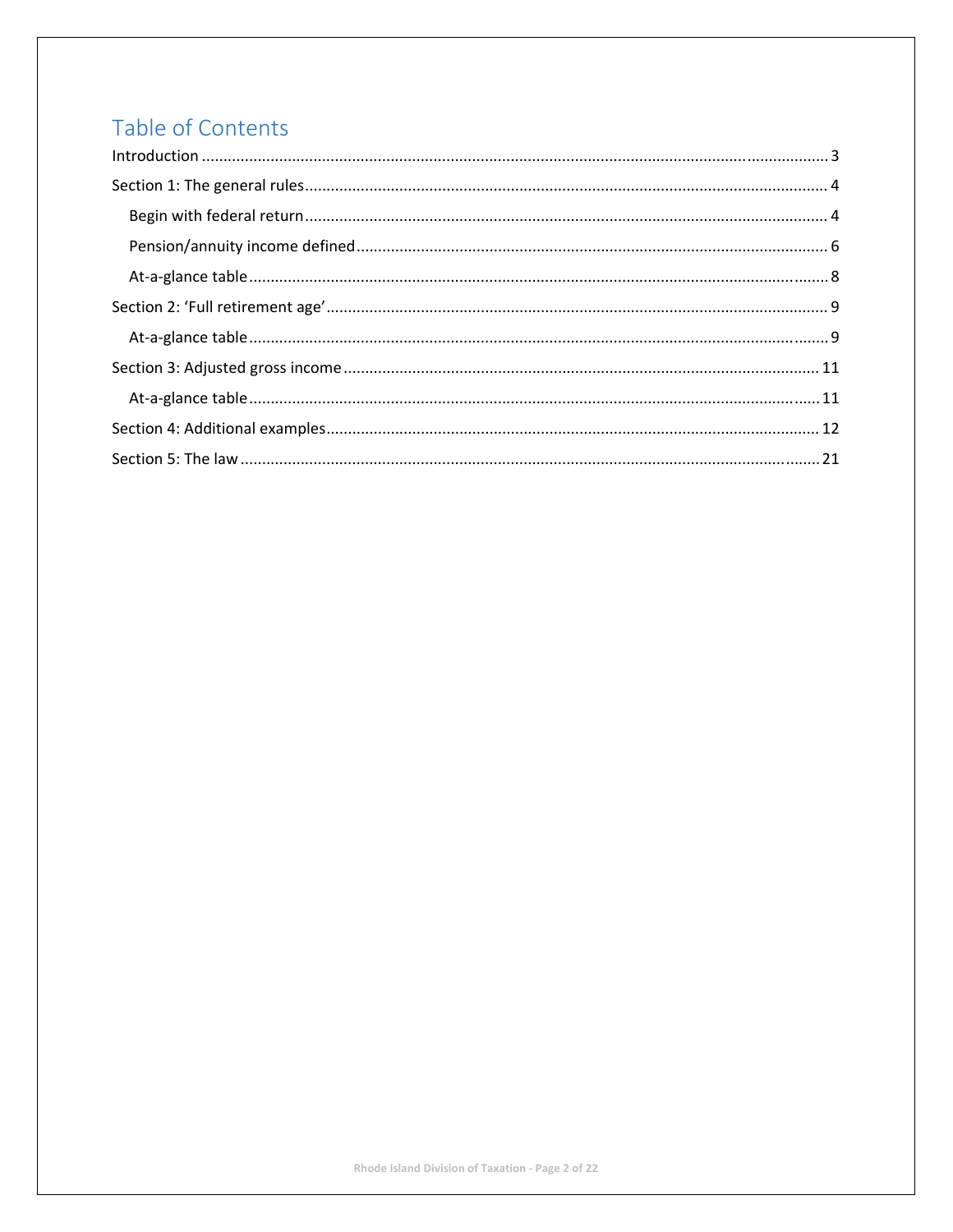# Table of Contents

Introduction ........................................................................................................................................ 3

Section 1: The general rules ............................................................................................................... 4

- Begin with federal return ............................................................................................................. 4
- Pension/annuity income defined .................................................................................................. 6
- At-a-glance table .......................................................................................................................... 8

Section 2: 'Full retirement age' .......................................................................................................... 9

- At-a-glance table .......................................................................................................................... 9

Section 3: Adjusted gross income ..................................................................................................... 11

- At-a-glance table ........................................................................................................................ 11

Section 4: Additional examples ......................................................................................................... 12

Section 5: The law ............................................................................................................................. 21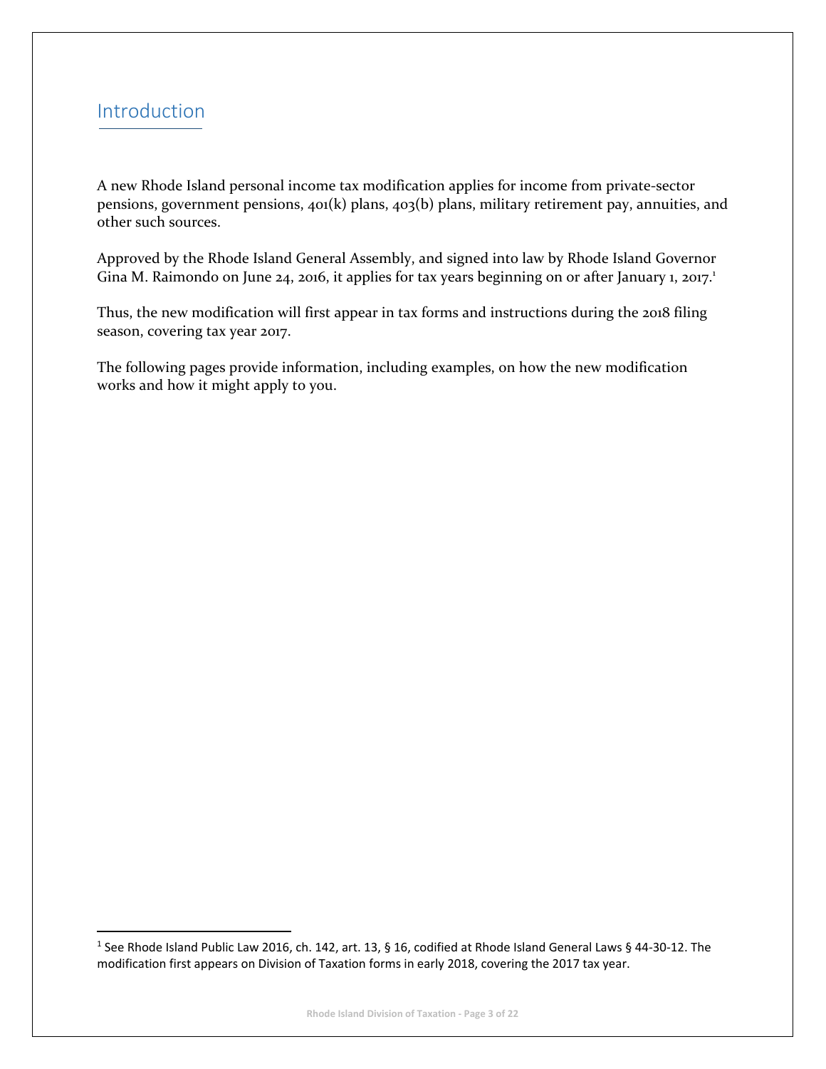## Introduction

A new Rhode Island personal income tax modification applies for income from private-sector pensions, government pensions, 401(k) plans, 403(b) plans, military retirement pay, annuities, and other such sources.

Approved by the Rhode Island General Assembly, and signed into law by Rhode Island Governor Gina M. Raimondo on June 24, 2016, it applies for tax years beginning on or after January 1, 2017.[1]

Thus, the new modification will first appear in tax forms and instructions during the 2018 filing season, covering tax year 2017.

The following pages provide information, including examples, on how the new modification works and how it might apply to you.

---

[1] See Rhode Island Public Law 2016, ch. 142, art. 13, § 16, codified at Rhode Island General Laws § 44-30-12. The modification first appears on Division of Taxation forms in early 2018, covering the 2017 tax year.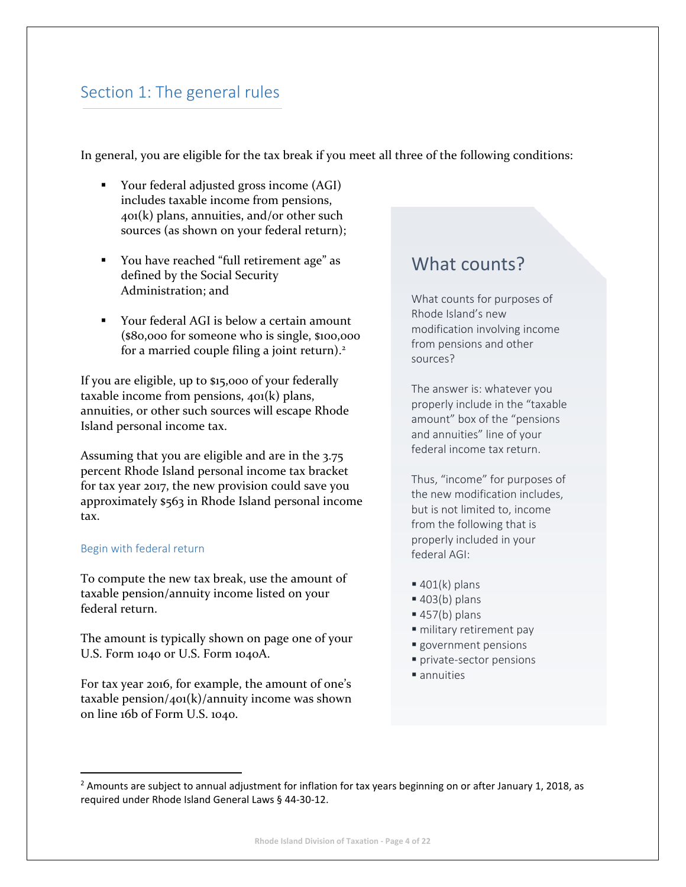## Section 1: The general rules

In general, you are eligible for the tax break if you meet all three of the following conditions:

- Your federal adjusted gross income (AGI) includes taxable income from pensions, 401(k) plans, annuities, and/or other such sources (as shown on your federal return);
- You have reached "full retirement age" as defined by the Social Security Administration; and
- Your federal AGI is below a certain amount ($80,000 for someone who is single, $100,000 for a married couple filing a joint return).[2]

If you are eligible, up to $15,000 of your federally taxable income from pensions, 401(k) plans, annuities, or other such sources will escape Rhode Island personal income tax.

Assuming that you are eligible and are in the 3.75 percent Rhode Island personal income tax bracket for tax year 2017, the new provision could save you approximately $563 in Rhode Island personal income tax.

### Begin with federal return

To compute the new tax break, use the amount of taxable pension/annuity income listed on your federal return.

The amount is typically shown on page one of your U.S. Form 1040 or U.S. Form 1040A.

For tax year 2016, for example, the amount of one's taxable pension/401(k)/annuity income was shown on line 16b of Form U.S. 1040.

## What counts?

What counts for purposes of Rhode Island's new modification involving income from pensions and other sources?

The answer is: whatever you properly include in the "taxable amount" box of the "pensions and annuities" line of your federal income tax return.

Thus, "income" for purposes of the new modification includes, but is not limited to, income from the following that is properly included in your federal AGI:

- 401(k) plans
- 403(b) plans
- 457(b) plans
- military retirement pay
- government pensions
- private-sector pensions
- annuities

---

[2] Amounts are subject to annual adjustment for inflation for tax years beginning on or after January 1, 2018, as required under Rhode Island General Laws § 44-30-12.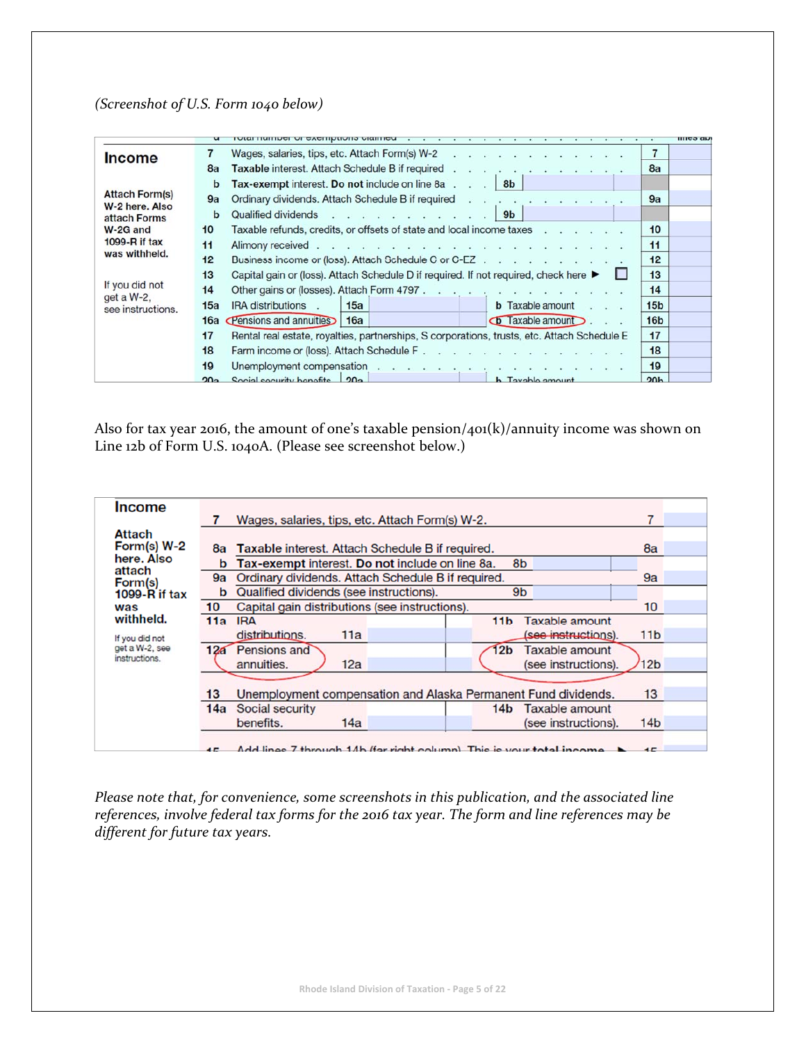*(Screenshot of U.S. Form 1040 below)*

| Income | | | |
|---|---|---|---|
| Attach Form(s) W-2 here. Also attach Forms W-2G and 1099-R if tax was withheld. | 7 | Wages, salaries, tips, etc. Attach Form(s) W-2 | 7 |
| | 8a | **Taxable** interest. Attach Schedule B if required | 8a |
| | b | **Tax-exempt** interest. **Do not** include on line 8a . . . 8b | |
| | 9a | Ordinary dividends. Attach Schedule B if required | 9a |
| | b | Qualified dividends . . . 9b | |
| | 10 | Taxable refunds, credits, or offsets of state and local income taxes | 10 |
| | 11 | Alimony received | 11 |
| | 12 | Business income or (loss). Attach Schedule C or C-EZ | 12 |
| | 13 | Capital gain or (loss). Attach Schedule D if required. If not required, check here ▶ ☐ | 13 |
| If you did not get a W-2, see instructions. | 14 | Other gains or (losses). Attach Form 4797 | 14 |
| | 15a | IRA distributions . 15a — b Taxable amount | 15b |
| | 16a | Pensions and annuities 16a — b Taxable amount | 16b |
| | 17 | Rental real estate, royalties, partnerships, S corporations, trusts, etc. Attach Schedule E | 17 |
| | 18 | Farm income or (loss). Attach Schedule F | 18 |
| | 19 | Unemployment compensation | 19 |
| | 20a | Social security benefits 20a — b Taxable amount | 20b |

Also for tax year 2016, the amount of one's taxable pension/401(k)/annuity income was shown on Line 12b of Form U.S. 1040A. (Please see screenshot below.)

| Income | | | |
|---|---|---|---|
| Attach Form(s) W-2 here. Also attach Form(s) 1099-R if tax was withheld. | 7 | Wages, salaries, tips, etc. Attach Form(s) W-2. | 7 |
| | 8a | **Taxable** interest. Attach Schedule B if required. | 8a |
| | b | **Tax-exempt** interest. **Do not** include on line 8a. 8b | |
| | 9a | Ordinary dividends. Attach Schedule B if required. | 9a |
| | b | Qualified dividends (see instructions). 9b | |
| | 10 | Capital gain distributions (see instructions). | 10 |
| | 11a | IRA distributions. 11a — 11b Taxable amount (see instructions). | 11b |
| If you did not get a W-2, see instructions. | 12a | Pensions and annuities. 12a — 12b Taxable amount (see instructions). | 12b |
| | 13 | Unemployment compensation and Alaska Permanent Fund dividends. | 13 |
| | 14a | Social security benefits. 14a — 14b Taxable amount (see instructions). | 14b |
| | 15 | Add lines 7 through 14b (far right column). This is your **total income** ▶ | 15 |

*Please note that, for convenience, some screenshots in this publication, and the associated line references, involve federal tax forms for the 2016 tax year. The form and line references may be different for future tax years.*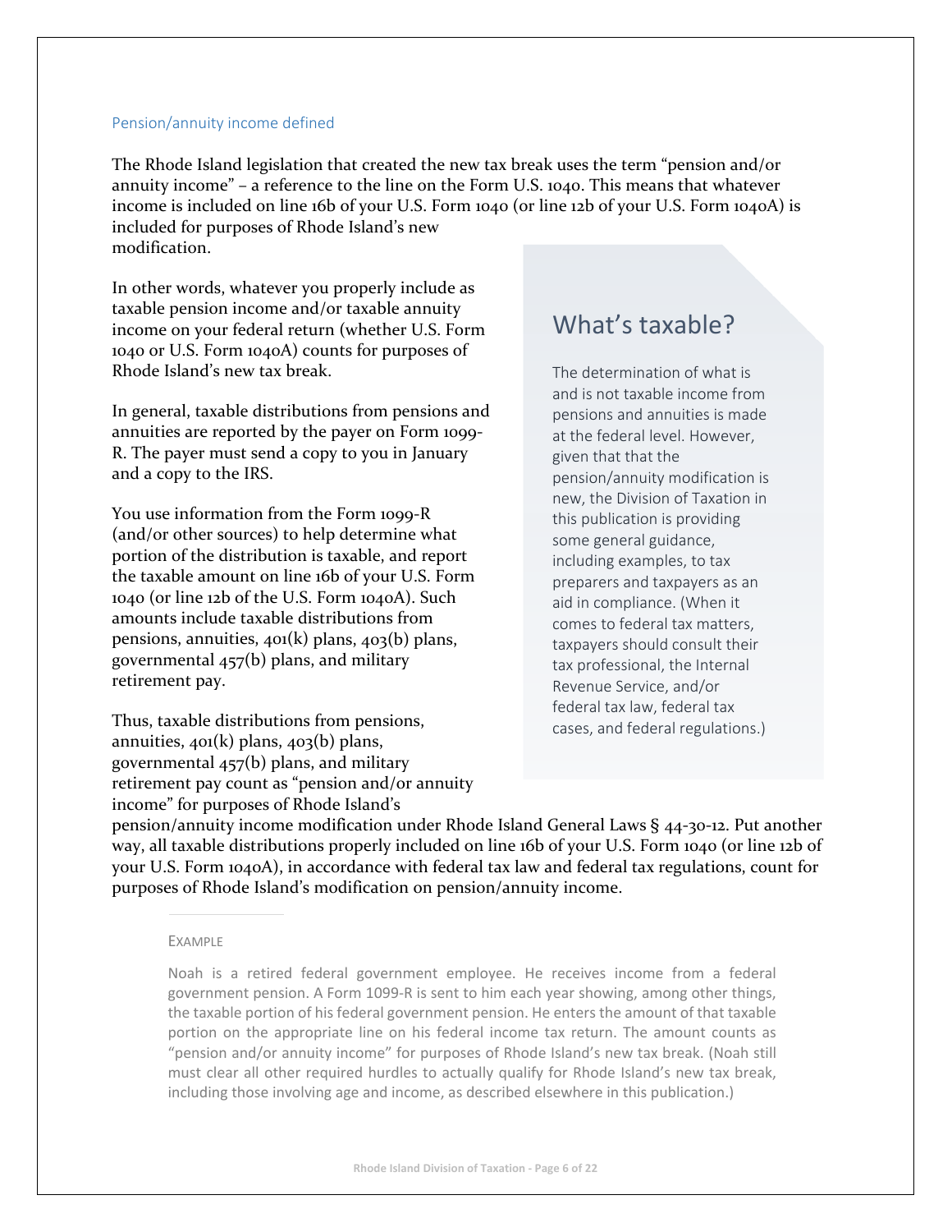## Pension/annuity income defined

The Rhode Island legislation that created the new tax break uses the term "pension and/or annuity income" – a reference to the line on the Form U.S. 1040. This means that whatever income is included on line 16b of your U.S. Form 1040 (or line 12b of your U.S. Form 1040A) is included for purposes of Rhode Island's new modification.

In other words, whatever you properly include as taxable pension income and/or taxable annuity income on your federal return (whether U.S. Form 1040 or U.S. Form 1040A) counts for purposes of Rhode Island's new tax break.

In general, taxable distributions from pensions and annuities are reported by the payer on Form 1099-R. The payer must send a copy to you in January and a copy to the IRS.

You use information from the Form 1099-R (and/or other sources) to help determine what portion of the distribution is taxable, and report the taxable amount on line 16b of your U.S. Form 1040 (or line 12b of the U.S. Form 1040A). Such amounts include taxable distributions from pensions, annuities, 401(k) plans, 403(b) plans, governmental 457(b) plans, and military retirement pay.

Thus, taxable distributions from pensions, annuities, 401(k) plans, 403(b) plans, governmental 457(b) plans, and military retirement pay count as "pension and/or annuity income" for purposes of Rhode Island's pension/annuity income modification under Rhode Island General Laws § 44-30-12. Put another way, all taxable distributions properly included on line 16b of your U.S. Form 1040 (or line 12b of your U.S. Form 1040A), in accordance with federal tax law and federal tax regulations, count for purposes of Rhode Island's modification on pension/annuity income.

> ### What's taxable?
>
> The determination of what is and is not taxable income from pensions and annuities is made at the federal level. However, given that that the pension/annuity modification is new, the Division of Taxation in this publication is providing some general guidance, including examples, to tax preparers and taxpayers as an aid in compliance. (When it comes to federal tax matters, taxpayers should consult their tax professional, the Internal Revenue Service, and/or federal tax law, federal tax cases, and federal regulations.)

EXAMPLE

Noah is a retired federal government employee. He receives income from a federal government pension. A Form 1099-R is sent to him each year showing, among other things, the taxable portion of his federal government pension. He enters the amount of that taxable portion on the appropriate line on his federal income tax return. The amount counts as "pension and/or annuity income" for purposes of Rhode Island's new tax break. (Noah still must clear all other required hurdles to actually qualify for Rhode Island's new tax break, including those involving age and income, as described elsewhere in this publication.)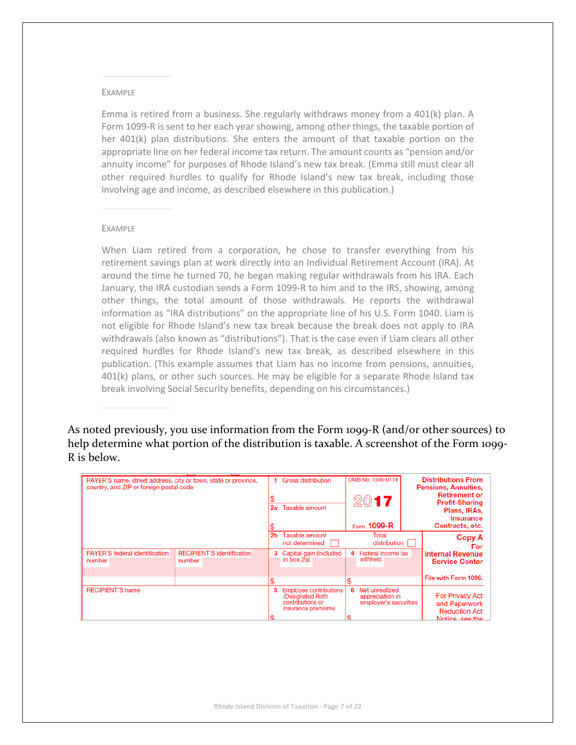EXAMPLE

Emma is retired from a business. She regularly withdraws money from a 401(k) plan. A Form 1099-R is sent to her each year showing, among other things, the taxable portion of her 401(k) plan distributions. She enters the amount of that taxable portion on the appropriate line on her federal income tax return. The amount counts as "pension and/or annuity income" for purposes of Rhode Island's new tax break. (Emma still must clear all other required hurdles to qualify for Rhode Island's new tax break, including those involving age and income, as described elsewhere in this publication.)

EXAMPLE

When Liam retired from a corporation, he chose to transfer everything from his retirement savings plan at work directly into an Individual Retirement Account (IRA). At around the time he turned 70, he began making regular withdrawals from his IRA. Each January, the IRA custodian sends a Form 1099-R to him and to the IRS, showing, among other things, the total amount of those withdrawals. He reports the withdrawal information as "IRA distributions" on the appropriate line of his U.S. Form 1040. Liam is not eligible for Rhode Island's new tax break because the break does not apply to IRA withdrawals (also known as "distributions"). That is the case even if Liam clears all other required hurdles for Rhode Island's new tax break, as described elsewhere in this publication. (This example assumes that Liam has no income from pensions, annuities, 401(k) plans, or other such sources. He may be eligible for a separate Rhode Island tax break involving Social Security benefits, depending on his circumstances.)

As noted previously, you use information from the Form 1099-R (and/or other sources) to help determine what portion of the distribution is taxable. A screenshot of the Form 1099-R is below.

| PAYER'S name, street address, city or town, state or province, country, and ZIP or foreign postal code | | 1 Gross distribution $ <br> 2a Taxable amount $ | OMB No. 1545-0119 <br> 2017 <br> Form 1099-R | Distributions From Pensions, Annuities, Retirement or Profit-Sharing Plans, IRAs, Insurance Contracts, etc. |
|---|---|---|---|---|
| | | 2b Taxable amount not determined ☐ | Total distribution ☐ | Copy A For Internal Revenue Service Center |
| PAYER'S federal identification number | RECIPIENT'S identification number | 3 Capital gain (included in box 2a) $ | 4 Federal income tax withheld $ | File with Form 1096. |
| RECIPIENT'S name | | 5 Employee contributions /Designated Roth contributions or insurance premiums $ | 6 Net unrealized appreciation in employer's securities $ | For Privacy Act and Paperwork Reduction Act Notice, see the |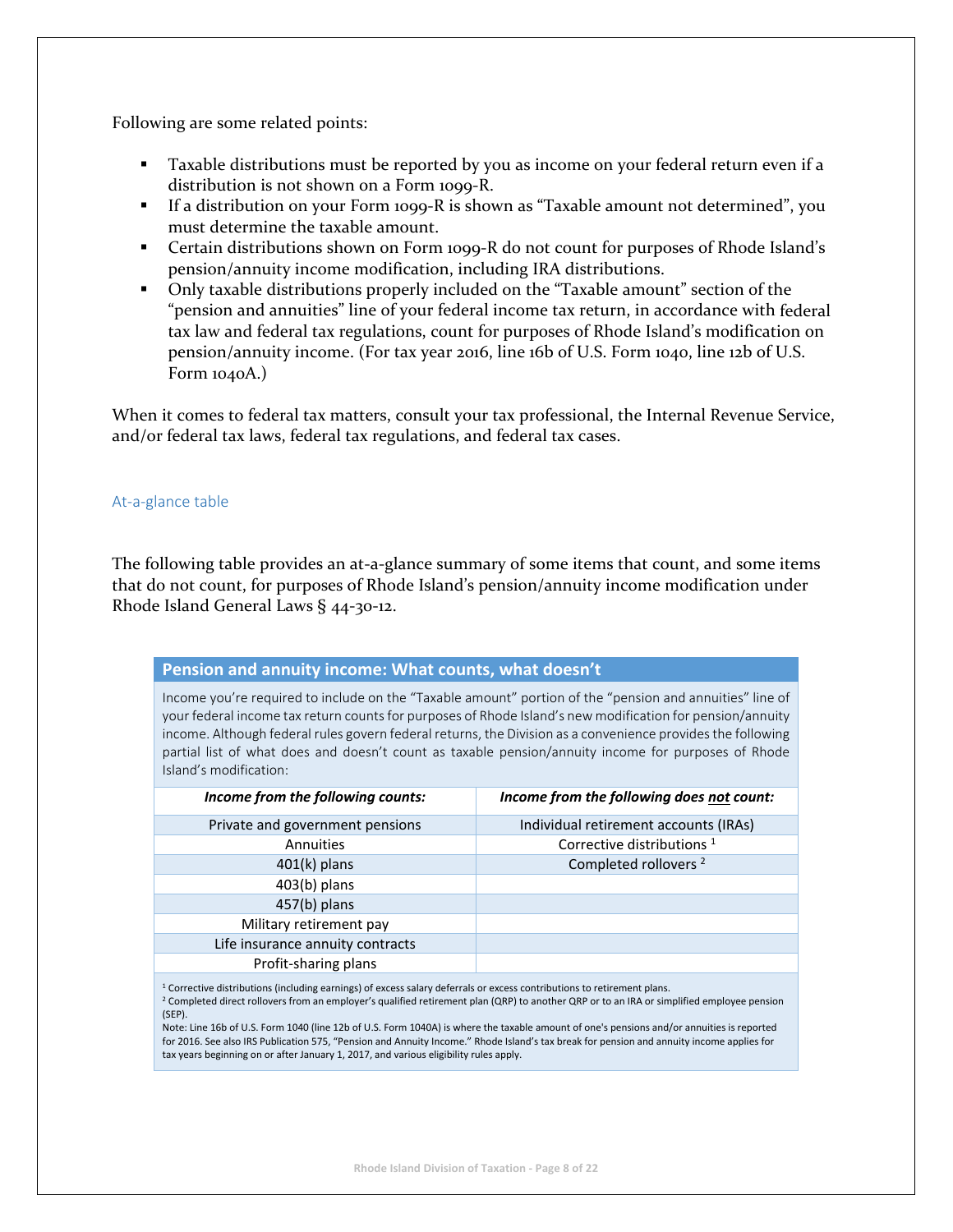Following are some related points:

- Taxable distributions must be reported by you as income on your federal return even if a distribution is not shown on a Form 1099-R.
- If a distribution on your Form 1099-R is shown as "Taxable amount not determined", you must determine the taxable amount.
- Certain distributions shown on Form 1099-R do not count for purposes of Rhode Island's pension/annuity income modification, including IRA distributions.
- Only taxable distributions properly included on the "Taxable amount" section of the "pension and annuities" line of your federal income tax return, in accordance with federal tax law and federal tax regulations, count for purposes of Rhode Island's modification on pension/annuity income. (For tax year 2016, line 16b of U.S. Form 1040, line 12b of U.S. Form 1040A.)

When it comes to federal tax matters, consult your tax professional, the Internal Revenue Service, and/or federal tax laws, federal tax regulations, and federal tax cases.

## At-a-glance table

The following table provides an at-a-glance summary of some items that count, and some items that do not count, for purposes of Rhode Island's pension/annuity income modification under Rhode Island General Laws § 44-30-12.

**Pension and annuity income: What counts, what doesn't**

Income you're required to include on the "Taxable amount" portion of the "pension and annuities" line of your federal income tax return counts for purposes of Rhode Island's new modification for pension/annuity income. Although federal rules govern federal returns, the Division as a convenience provides the following partial list of what does and doesn't count as taxable pension/annuity income for purposes of Rhode Island's modification:

| ***Income from the following counts:*** | ***Income from the following does not count:*** |
|---|---|
| Private and government pensions | Individual retirement accounts (IRAs) |
| Annuities | Corrective distributions [1] |
| 401(k) plans | Completed rollovers [2] |
| 403(b) plans | |
| 457(b) plans | |
| Military retirement pay | |
| Life insurance annuity contracts | |
| Profit-sharing plans | |

[1] Corrective distributions (including earnings) of excess salary deferrals or excess contributions to retirement plans.
[2] Completed direct rollovers from an employer's qualified retirement plan (QRP) to another QRP or to an IRA or simplified employee pension (SEP).
Note: Line 16b of U.S. Form 1040 (line 12b of U.S. Form 1040A) is where the taxable amount of one's pensions and/or annuities is reported for 2016. See also IRS Publication 575, "Pension and Annuity Income." Rhode Island's tax break for pension and annuity income applies for tax years beginning on or after January 1, 2017, and various eligibility rules apply.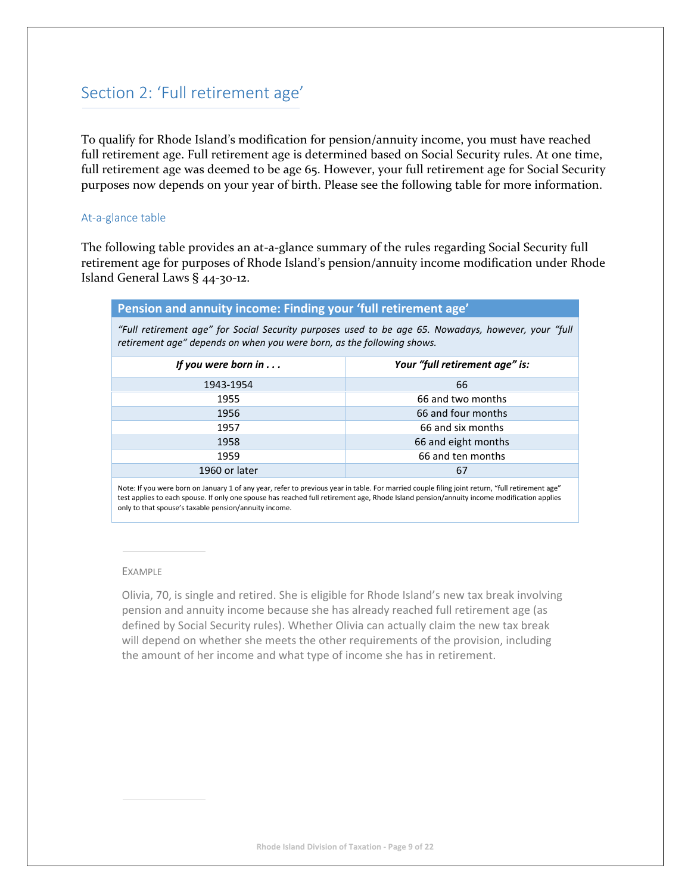## Section 2: 'Full retirement age'

To qualify for Rhode Island's modification for pension/annuity income, you must have reached full retirement age. Full retirement age is determined based on Social Security rules. At one time, full retirement age was deemed to be age 65. However, your full retirement age for Social Security purposes now depends on your year of birth. Please see the following table for more information.

### At-a-glance table

The following table provides an at-a-glance summary of the rules regarding Social Security full retirement age for purposes of Rhode Island's pension/annuity income modification under Rhode Island General Laws § 44-30-12.

**Pension and annuity income: Finding your 'full retirement age'**

*"Full retirement age" for Social Security purposes used to be age 65. Nowadays, however, your "full retirement age" depends on when you were born, as the following shows.*

| *If you were born in . . .* | *Your "full retirement age" is:* |
|---|---|
| 1943-1954 | 66 |
| 1955 | 66 and two months |
| 1956 | 66 and four months |
| 1957 | 66 and six months |
| 1958 | 66 and eight months |
| 1959 | 66 and ten months |
| 1960 or later | 67 |

Note: If you were born on January 1 of any year, refer to previous year in table. For married couple filing joint return, "full retirement age" test applies to each spouse. If only one spouse has reached full retirement age, Rhode Island pension/annuity income modification applies only to that spouse's taxable pension/annuity income.

EXAMPLE

Olivia, 70, is single and retired. She is eligible for Rhode Island's new tax break involving pension and annuity income because she has already reached full retirement age (as defined by Social Security rules). Whether Olivia can actually claim the new tax break will depend on whether she meets the other requirements of the provision, including the amount of her income and what type of income she has in retirement.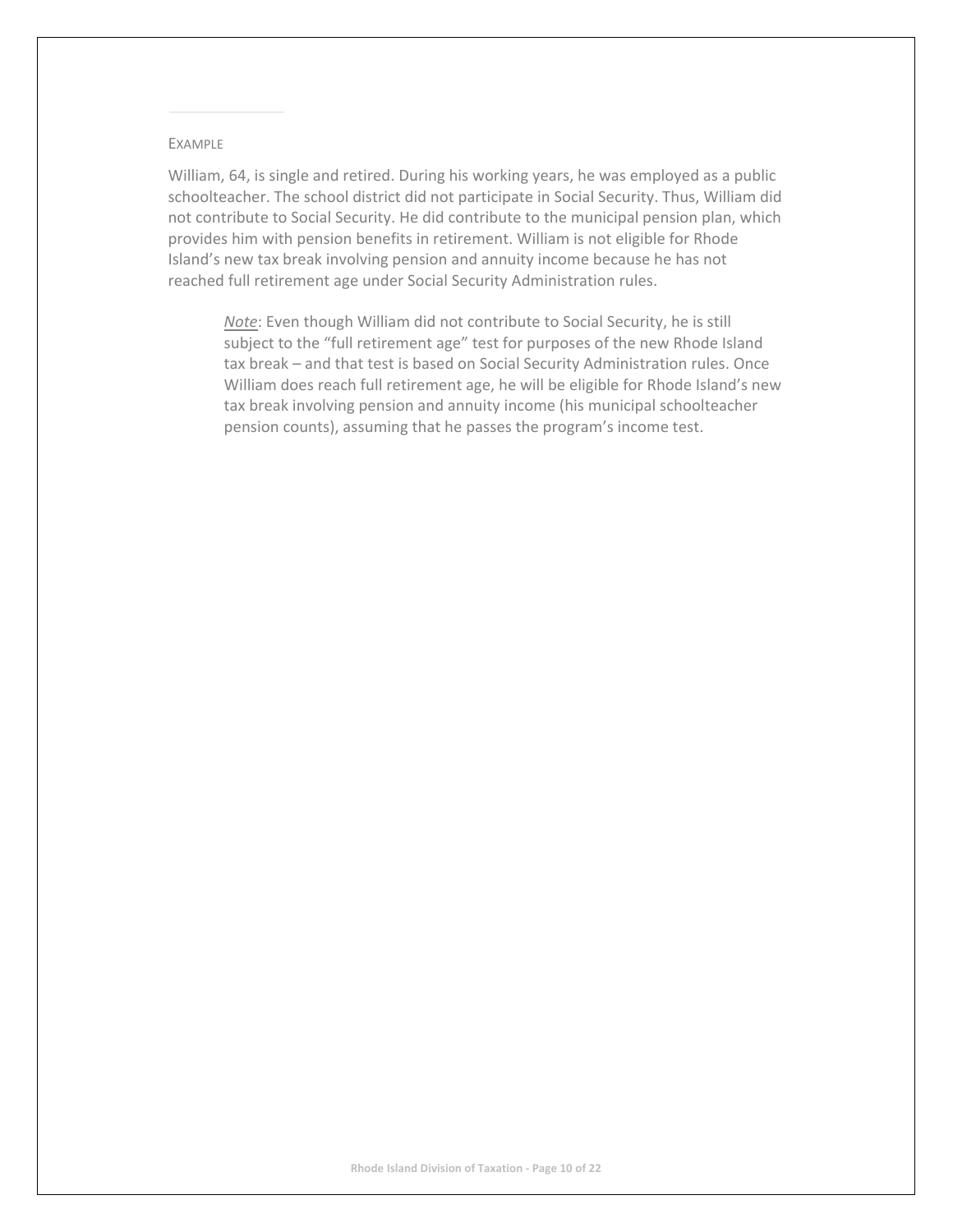EXAMPLE

William, 64, is single and retired. During his working years, he was employed as a public schoolteacher. The school district did not participate in Social Security. Thus, William did not contribute to Social Security. He did contribute to the municipal pension plan, which provides him with pension benefits in retirement. William is not eligible for Rhode Island's new tax break involving pension and annuity income because he has not reached full retirement age under Social Security Administration rules.

> *Note*: Even though William did not contribute to Social Security, he is still subject to the "full retirement age" test for purposes of the new Rhode Island tax break – and that test is based on Social Security Administration rules. Once William does reach full retirement age, he will be eligible for Rhode Island's new tax break involving pension and annuity income (his municipal schoolteacher pension counts), assuming that he passes the program's income test.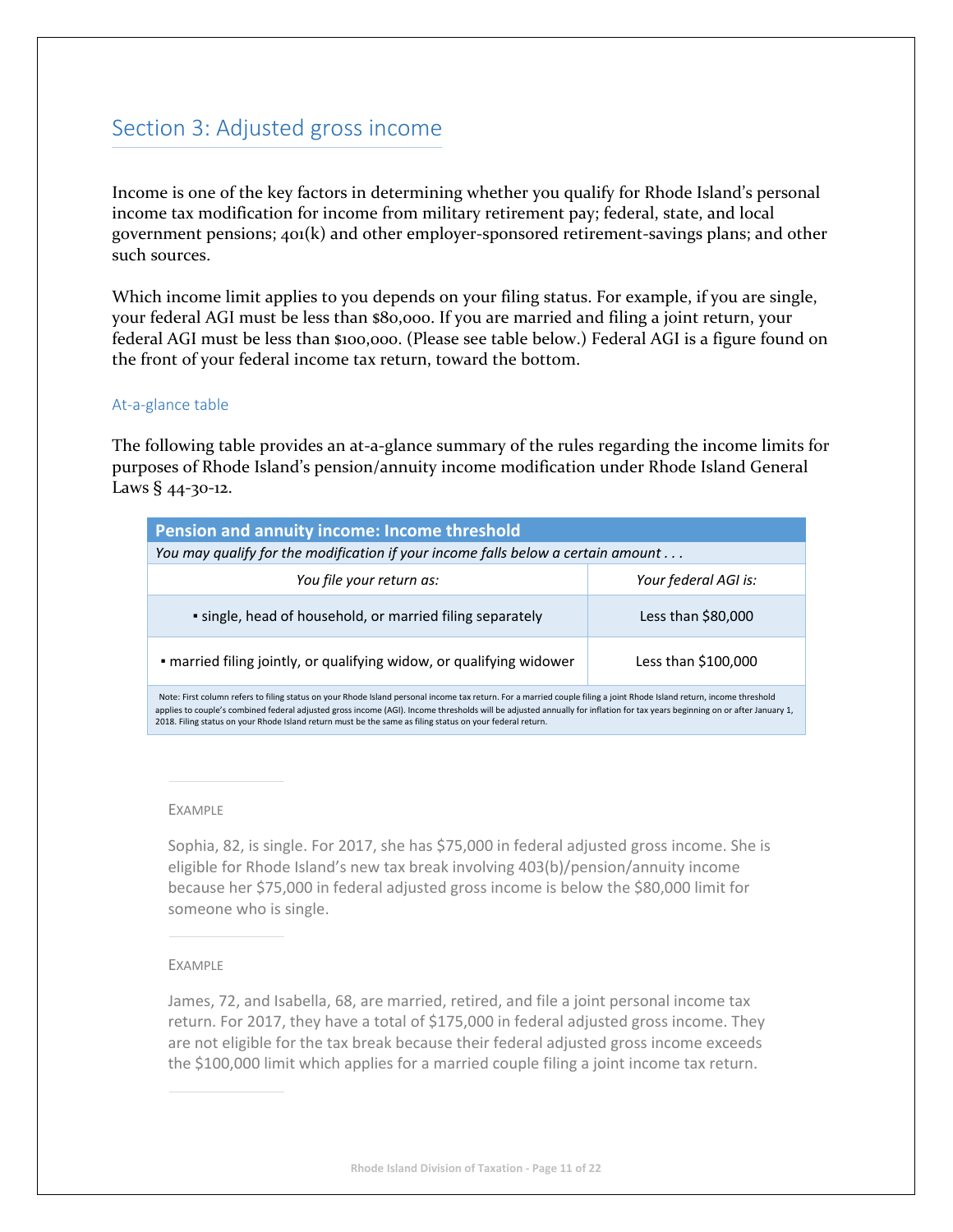## Section 3: Adjusted gross income

Income is one of the key factors in determining whether you qualify for Rhode Island's personal income tax modification for income from military retirement pay; federal, state, and local government pensions; 401(k) and other employer-sponsored retirement-savings plans; and other such sources.

Which income limit applies to you depends on your filing status. For example, if you are single, your federal AGI must be less than $80,000. If you are married and filing a joint return, your federal AGI must be less than $100,000. (Please see table below.) Federal AGI is a figure found on the front of your federal income tax return, toward the bottom.

### At-a-glance table

The following table provides an at-a-glance summary of the rules regarding the income limits for purposes of Rhode Island's pension/annuity income modification under Rhode Island General Laws § 44-30-12.

| **Pension and annuity income: Income threshold** | |
|---|---|
| *You may qualify for the modification if your income falls below a certain amount . . .* | |
| *You file your return as:* | *Your federal AGI is:* |
| ▪ single, head of household, or married filing separately | Less than $80,000 |
| ▪ married filing jointly, or qualifying widow, or qualifying widower | Less than $100,000 |
| Note: First column refers to filing status on your Rhode Island personal income tax return. For a married couple filing a joint Rhode Island return, income threshold applies to couple's combined federal adjusted gross income (AGI). Income thresholds will be adjusted annually for inflation for tax years beginning on or after January 1, 2018. Filing status on your Rhode Island return must be the same as filing status on your federal return. | |

EXAMPLE

Sophia, 82, is single. For 2017, she has $75,000 in federal adjusted gross income. She is eligible for Rhode Island's new tax break involving 403(b)/pension/annuity income because her $75,000 in federal adjusted gross income is below the $80,000 limit for someone who is single.

EXAMPLE

James, 72, and Isabella, 68, are married, retired, and file a joint personal income tax return. For 2017, they have a total of $175,000 in federal adjusted gross income. They are not eligible for the tax break because their federal adjusted gross income exceeds the $100,000 limit which applies for a married couple filing a joint income tax return.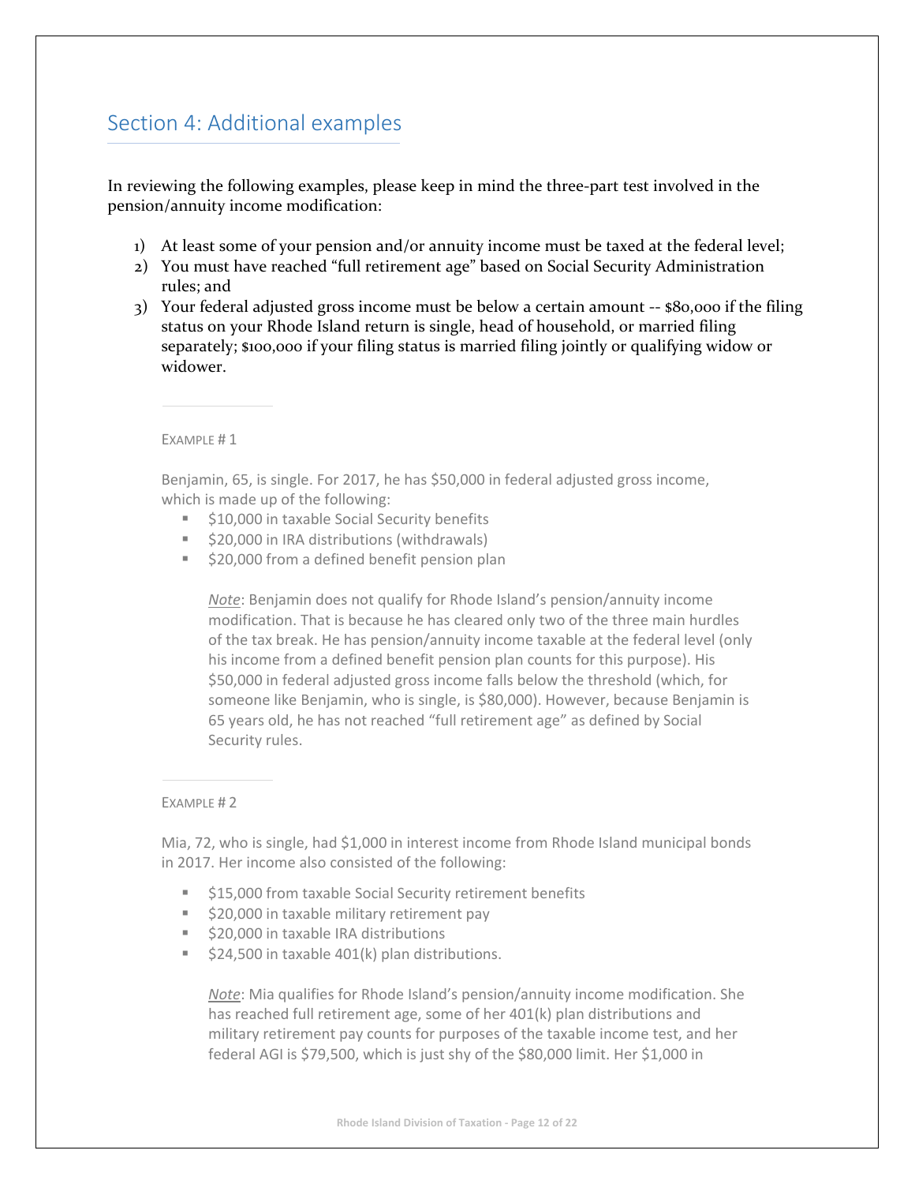## Section 4: Additional examples

In reviewing the following examples, please keep in mind the three-part test involved in the pension/annuity income modification:

1) At least some of your pension and/or annuity income must be taxed at the federal level;
2) You must have reached "full retirement age" based on Social Security Administration rules; and
3) Your federal adjusted gross income must be below a certain amount -- $80,000 if the filing status on your Rhode Island return is single, head of household, or married filing separately; $100,000 if your filing status is married filing jointly or qualifying widow or widower.

---

EXAMPLE # 1

Benjamin, 65, is single. For 2017, he has $50,000 in federal adjusted gross income, which is made up of the following:

- $10,000 in taxable Social Security benefits
- $20,000 in IRA distributions (withdrawals)
- $20,000 from a defined benefit pension plan

*Note*: Benjamin does not qualify for Rhode Island's pension/annuity income modification. That is because he has cleared only two of the three main hurdles of the tax break. He has pension/annuity income taxable at the federal level (only his income from a defined benefit pension plan counts for this purpose). His $50,000 in federal adjusted gross income falls below the threshold (which, for someone like Benjamin, who is single, is $80,000). However, because Benjamin is 65 years old, he has not reached "full retirement age" as defined by Social Security rules.

---

EXAMPLE # 2

Mia, 72, who is single, had $1,000 in interest income from Rhode Island municipal bonds in 2017. Her income also consisted of the following:

- $15,000 from taxable Social Security retirement benefits
- $20,000 in taxable military retirement pay
- $20,000 in taxable IRA distributions
- $24,500 in taxable 401(k) plan distributions.

*Note*: Mia qualifies for Rhode Island's pension/annuity income modification. She has reached full retirement age, some of her 401(k) plan distributions and military retirement pay counts for purposes of the taxable income test, and her federal AGI is $79,500, which is just shy of the $80,000 limit. Her $1,000 in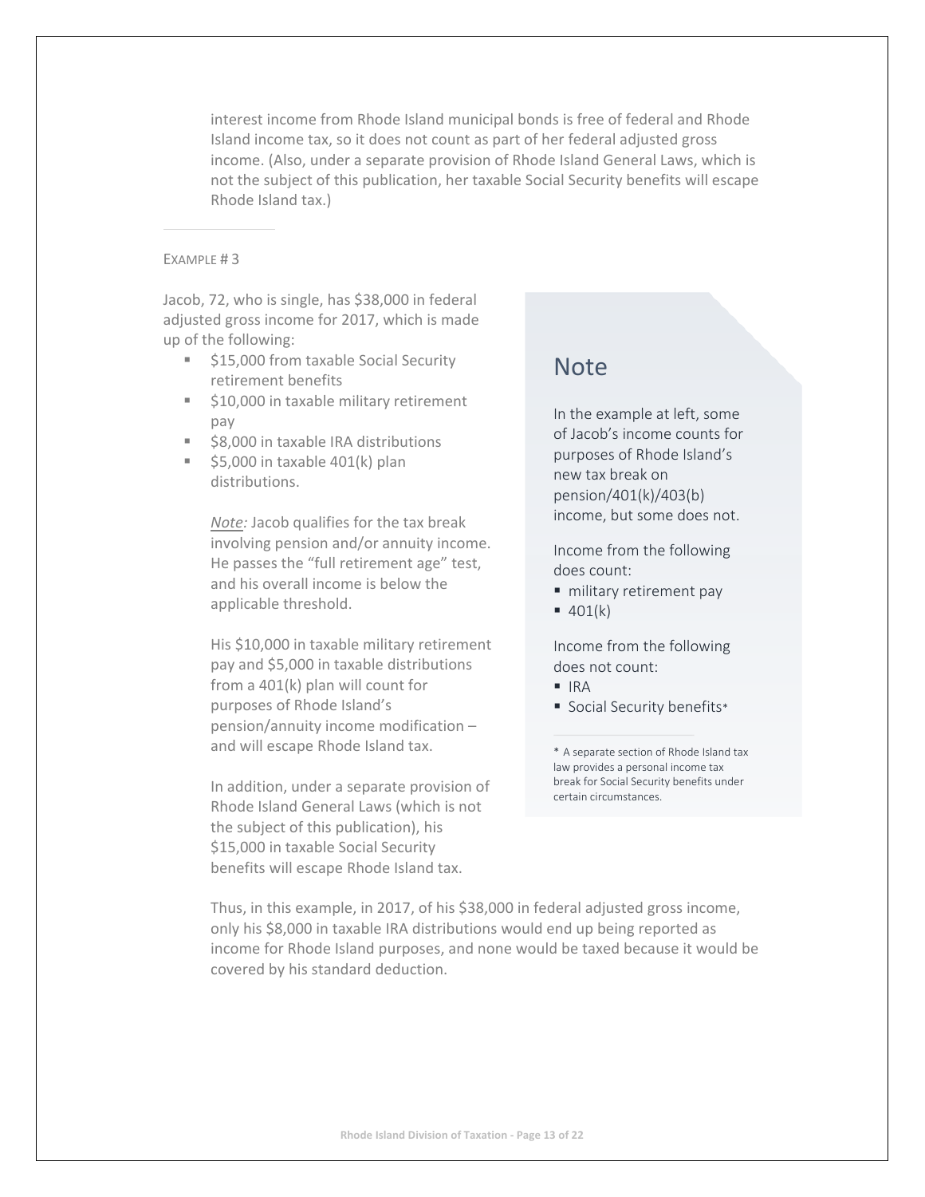interest income from Rhode Island municipal bonds is free of federal and Rhode Island income tax, so it does not count as part of her federal adjusted gross income. (Also, under a separate provision of Rhode Island General Laws, which is not the subject of this publication, her taxable Social Security benefits will escape Rhode Island tax.)

---

EXAMPLE # 3

Jacob, 72, who is single, has $38,000 in federal adjusted gross income for 2017, which is made up of the following:

- $15,000 from taxable Social Security retirement benefits
- $10,000 in taxable military retirement pay
- $8,000 in taxable IRA distributions
- $5,000 in taxable 401(k) plan distributions.

*Note:* Jacob qualifies for the tax break involving pension and/or annuity income. He passes the "full retirement age" test, and his overall income is below the applicable threshold.

His $10,000 in taxable military retirement pay and $5,000 in taxable distributions from a 401(k) plan will count for purposes of Rhode Island's pension/annuity income modification – and will escape Rhode Island tax.

In addition, under a separate provision of Rhode Island General Laws (which is not the subject of this publication), his $15,000 in taxable Social Security benefits will escape Rhode Island tax.

Thus, in this example, in 2017, of his $38,000 in federal adjusted gross income, only his $8,000 in taxable IRA distributions would end up being reported as income for Rhode Island purposes, and none would be taxed because it would be covered by his standard deduction.

## Note

In the example at left, some of Jacob's income counts for purposes of Rhode Island's new tax break on pension/401(k)/403(b) income, but some does not.

Income from the following does count:

- military retirement pay
- 401(k)

Income from the following does not count:

- IRA
- Social Security benefits*

---

\* A separate section of Rhode Island tax law provides a personal income tax break for Social Security benefits under certain circumstances.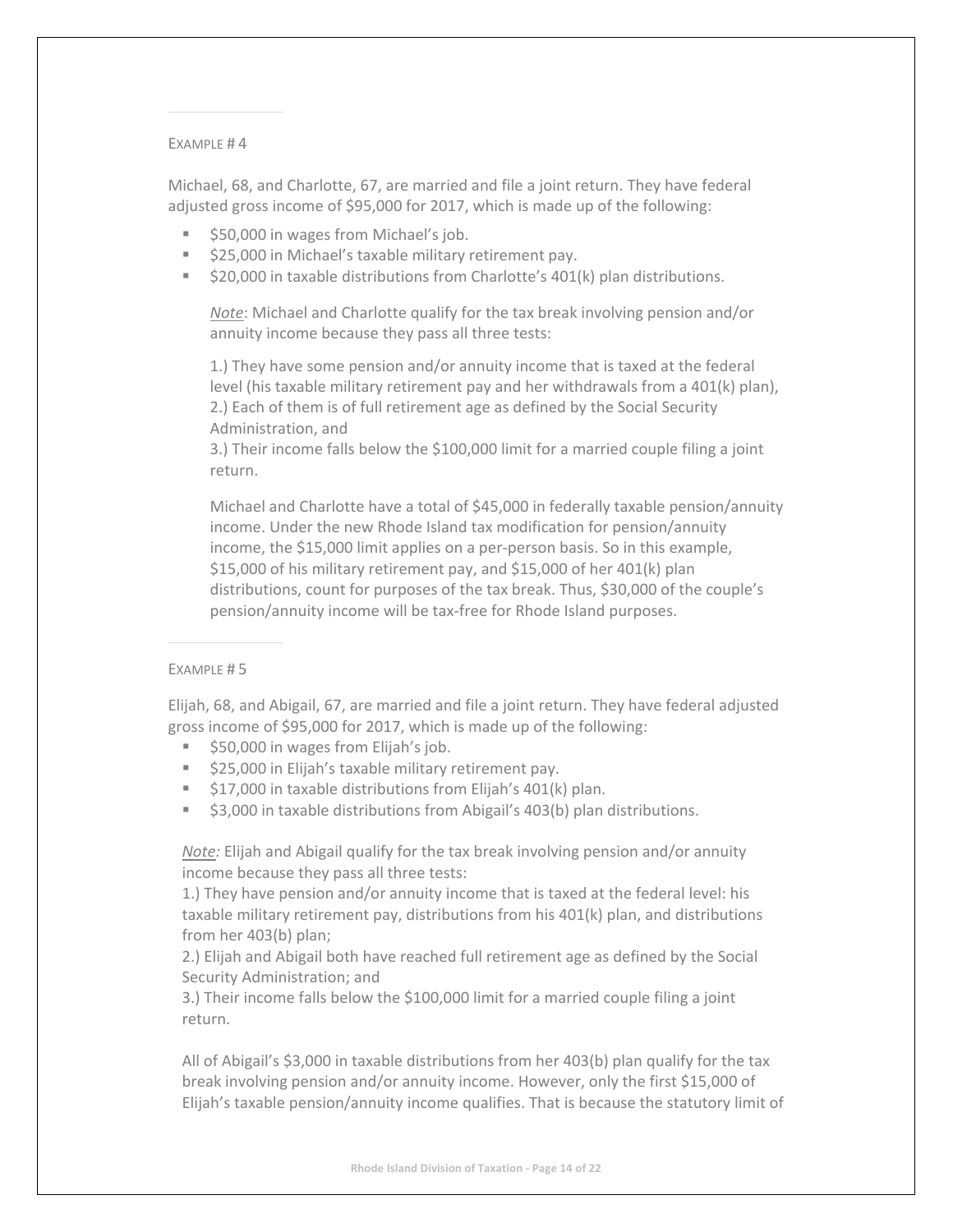Example # 4

Michael, 68, and Charlotte, 67, are married and file a joint return. They have federal adjusted gross income of $95,000 for 2017, which is made up of the following:

- $50,000 in wages from Michael's job.
- $25,000 in Michael's taxable military retirement pay.
- $20,000 in taxable distributions from Charlotte's 401(k) plan distributions.

> *Note*: Michael and Charlotte qualify for the tax break involving pension and/or annuity income because they pass all three tests:
>
> 1.) They have some pension and/or annuity income that is taxed at the federal level (his taxable military retirement pay and her withdrawals from a 401(k) plan),
> 2.) Each of them is of full retirement age as defined by the Social Security Administration, and
> 3.) Their income falls below the $100,000 limit for a married couple filing a joint return.
>
> Michael and Charlotte have a total of $45,000 in federally taxable pension/annuity income. Under the new Rhode Island tax modification for pension/annuity income, the $15,000 limit applies on a per-person basis. So in this example, $15,000 of his military retirement pay, and $15,000 of her 401(k) plan distributions, count for purposes of the tax break. Thus, $30,000 of the couple's pension/annuity income will be tax-free for Rhode Island purposes.

Example # 5

Elijah, 68, and Abigail, 67, are married and file a joint return. They have federal adjusted gross income of $95,000 for 2017, which is made up of the following:

- $50,000 in wages from Elijah's job.
- $25,000 in Elijah's taxable military retirement pay.
- $17,000 in taxable distributions from Elijah's 401(k) plan.
- $3,000 in taxable distributions from Abigail's 403(b) plan distributions.

*Note:* Elijah and Abigail qualify for the tax break involving pension and/or annuity income because they pass all three tests:
1.) They have pension and/or annuity income that is taxed at the federal level: his taxable military retirement pay, distributions from his 401(k) plan, and distributions from her 403(b) plan;
2.) Elijah and Abigail both have reached full retirement age as defined by the Social Security Administration; and
3.) Their income falls below the $100,000 limit for a married couple filing a joint return.

All of Abigail's $3,000 in taxable distributions from her 403(b) plan qualify for the tax break involving pension and/or annuity income. However, only the first $15,000 of Elijah's taxable pension/annuity income qualifies. That is because the statutory limit of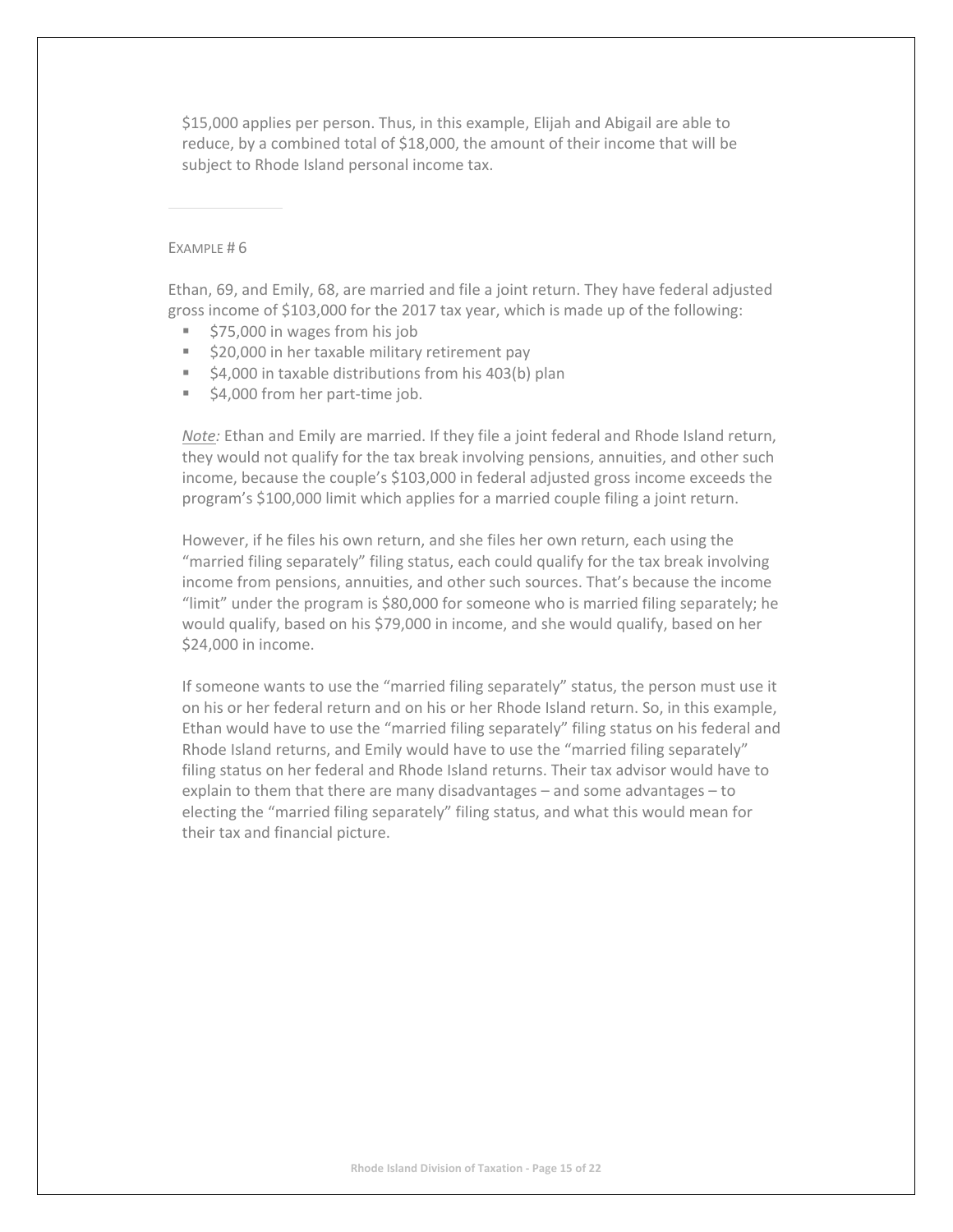$15,000 applies per person. Thus, in this example, Elijah and Abigail are able to reduce, by a combined total of $18,000, the amount of their income that will be subject to Rhode Island personal income tax.

---

EXAMPLE # 6

Ethan, 69, and Emily, 68, are married and file a joint return. They have federal adjusted gross income of $103,000 for the 2017 tax year, which is made up of the following:

- $75,000 in wages from his job
- $20,000 in her taxable military retirement pay
- $4,000 in taxable distributions from his 403(b) plan
- $4,000 from her part-time job.

*Note:* Ethan and Emily are married. If they file a joint federal and Rhode Island return, they would not qualify for the tax break involving pensions, annuities, and other such income, because the couple's $103,000 in federal adjusted gross income exceeds the program's $100,000 limit which applies for a married couple filing a joint return.

However, if he files his own return, and she files her own return, each using the "married filing separately" filing status, each could qualify for the tax break involving income from pensions, annuities, and other such sources. That's because the income "limit" under the program is $80,000 for someone who is married filing separately; he would qualify, based on his $79,000 in income, and she would qualify, based on her $24,000 in income.

If someone wants to use the "married filing separately" status, the person must use it on his or her federal return and on his or her Rhode Island return. So, in this example, Ethan would have to use the "married filing separately" filing status on his federal and Rhode Island returns, and Emily would have to use the "married filing separately" filing status on her federal and Rhode Island returns. Their tax advisor would have to explain to them that there are many disadvantages – and some advantages – to electing the "married filing separately" filing status, and what this would mean for their tax and financial picture.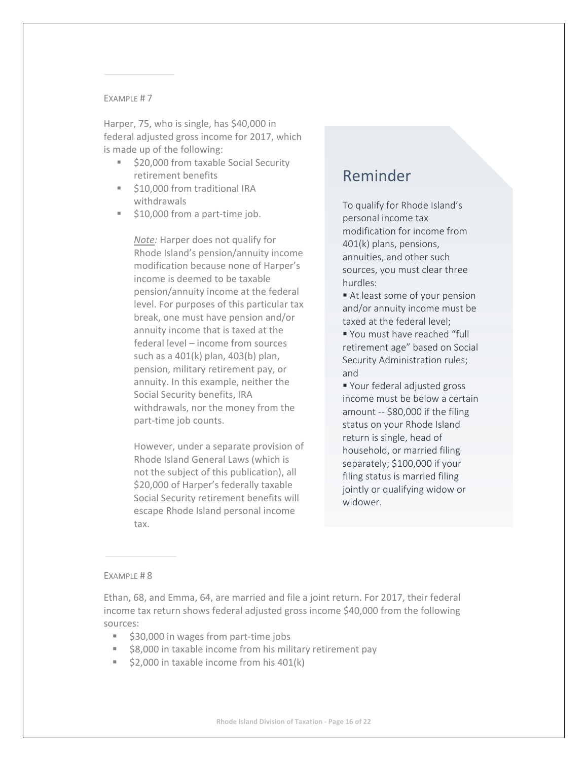EXAMPLE # 7

Harper, 75, who is single, has $40,000 in federal adjusted gross income for 2017, which is made up of the following:

- $20,000 from taxable Social Security retirement benefits
- $10,000 from traditional IRA withdrawals
- $10,000 from a part-time job.

  *Note:* Harper does not qualify for Rhode Island's pension/annuity income modification because none of Harper's income is deemed to be taxable pension/annuity income at the federal level. For purposes of this particular tax break, one must have pension and/or annuity income that is taxed at the federal level – income from sources such as a 401(k) plan, 403(b) plan, pension, military retirement pay, or annuity. In this example, neither the Social Security benefits, IRA withdrawals, nor the money from the part-time job counts.

  However, under a separate provision of Rhode Island General Laws (which is not the subject of this publication), all $20,000 of Harper's federally taxable Social Security retirement benefits will escape Rhode Island personal income tax.

## Reminder

To qualify for Rhode Island's personal income tax modification for income from 401(k) plans, pensions, annuities, and other such sources, you must clear three hurdles:

- At least some of your pension and/or annuity income must be taxed at the federal level;
- You must have reached "full retirement age" based on Social Security Administration rules; and
- Your federal adjusted gross income must be below a certain amount -- $80,000 if the filing status on your Rhode Island return is single, head of household, or married filing separately; $100,000 if your filing status is married filing jointly or qualifying widow or widower.

EXAMPLE # 8

Ethan, 68, and Emma, 64, are married and file a joint return. For 2017, their federal income tax return shows federal adjusted gross income $40,000 from the following sources:

- $30,000 in wages from part-time jobs
- $8,000 in taxable income from his military retirement pay
- $2,000 in taxable income from his 401(k)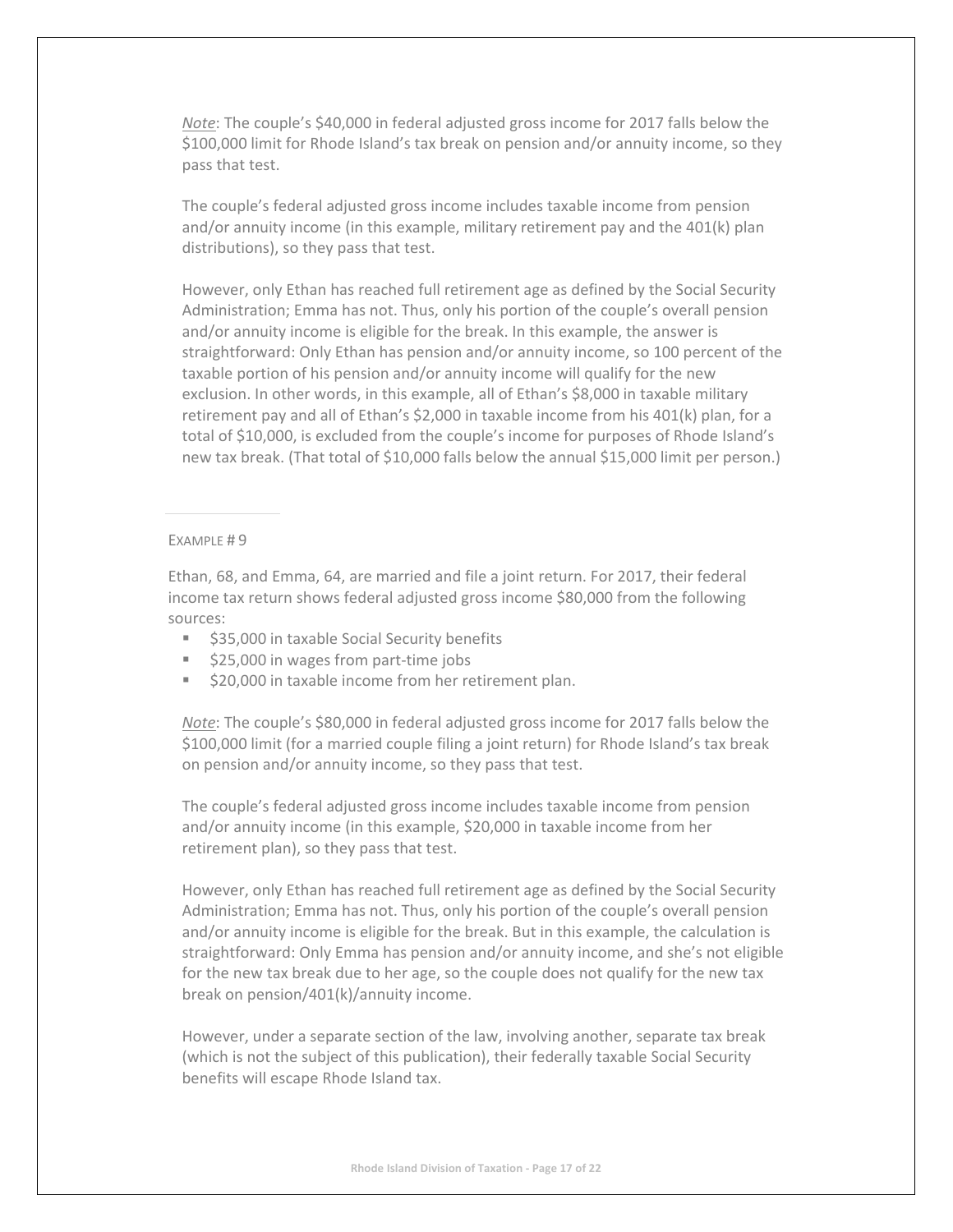*Note*: The couple's $40,000 in federal adjusted gross income for 2017 falls below the $100,000 limit for Rhode Island's tax break on pension and/or annuity income, so they pass that test.

The couple's federal adjusted gross income includes taxable income from pension and/or annuity income (in this example, military retirement pay and the 401(k) plan distributions), so they pass that test.

However, only Ethan has reached full retirement age as defined by the Social Security Administration; Emma has not. Thus, only his portion of the couple's overall pension and/or annuity income is eligible for the break. In this example, the answer is straightforward: Only Ethan has pension and/or annuity income, so 100 percent of the taxable portion of his pension and/or annuity income will qualify for the new exclusion. In other words, in this example, all of Ethan's $8,000 in taxable military retirement pay and all of Ethan's $2,000 in taxable income from his 401(k) plan, for a total of $10,000, is excluded from the couple's income for purposes of Rhode Island's new tax break. (That total of $10,000 falls below the annual $15,000 limit per person.)

---

EXAMPLE # 9

Ethan, 68, and Emma, 64, are married and file a joint return. For 2017, their federal income tax return shows federal adjusted gross income $80,000 from the following sources:

- $35,000 in taxable Social Security benefits
- $25,000 in wages from part-time jobs
- $20,000 in taxable income from her retirement plan.

*Note*: The couple's $80,000 in federal adjusted gross income for 2017 falls below the $100,000 limit (for a married couple filing a joint return) for Rhode Island's tax break on pension and/or annuity income, so they pass that test.

The couple's federal adjusted gross income includes taxable income from pension and/or annuity income (in this example, $20,000 in taxable income from her retirement plan), so they pass that test.

However, only Ethan has reached full retirement age as defined by the Social Security Administration; Emma has not. Thus, only his portion of the couple's overall pension and/or annuity income is eligible for the break. But in this example, the calculation is straightforward: Only Emma has pension and/or annuity income, and she's not eligible for the new tax break due to her age, so the couple does not qualify for the new tax break on pension/401(k)/annuity income.

However, under a separate section of the law, involving another, separate tax break (which is not the subject of this publication), their federally taxable Social Security benefits will escape Rhode Island tax.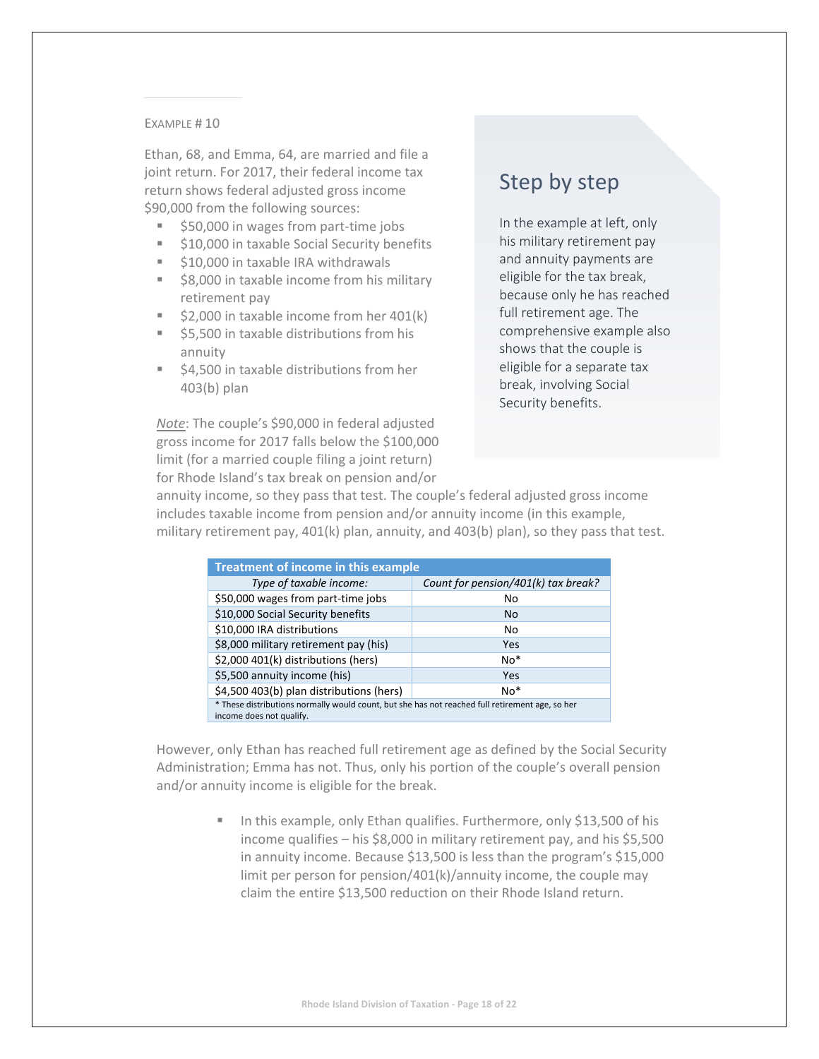Example # 10

Ethan, 68, and Emma, 64, are married and file a joint return. For 2017, their federal income tax return shows federal adjusted gross income $90,000 from the following sources:

- $50,000 in wages from part-time jobs
- $10,000 in taxable Social Security benefits
- $10,000 in taxable IRA withdrawals
- $8,000 in taxable income from his military retirement pay
- $2,000 in taxable income from her 401(k)
- $5,500 in taxable distributions from his annuity
- $4,500 in taxable distributions from her 403(b) plan

*Note*: The couple's $90,000 in federal adjusted gross income for 2017 falls below the $100,000 limit (for a married couple filing a joint return) for Rhode Island's tax break on pension and/or annuity income, so they pass that test. The couple's federal adjusted gross income includes taxable income from pension and/or annuity income (in this example, military retirement pay, 401(k) plan, annuity, and 403(b) plan), so they pass that test.

## Step by step

In the example at left, only his military retirement pay and annuity payments are eligible for the tax break, because only he has reached full retirement age. The comprehensive example also shows that the couple is eligible for a separate tax break, involving Social Security benefits.

| Treatment of income in this example | |
|---|---|
| *Type of taxable income:* | *Count for pension/401(k) tax break?* |
| $50,000 wages from part-time jobs | No |
| $10,000 Social Security benefits | No |
| $10,000 IRA distributions | No |
| $8,000 military retirement pay (his) | Yes |
| $2,000 401(k) distributions (hers) | No* |
| $5,500 annuity income (his) | Yes |
| $4,500 403(b) plan distributions (hers) | No* |

\* These distributions normally would count, but she has not reached full retirement age, so her income does not qualify.

However, only Ethan has reached full retirement age as defined by the Social Security Administration; Emma has not. Thus, only his portion of the couple's overall pension and/or annuity income is eligible for the break.

- In this example, only Ethan qualifies. Furthermore, only $13,500 of his income qualifies – his $8,000 in military retirement pay, and his $5,500 in annuity income. Because $13,500 is less than the program's $15,000 limit per person for pension/401(k)/annuity income, the couple may claim the entire $13,500 reduction on their Rhode Island return.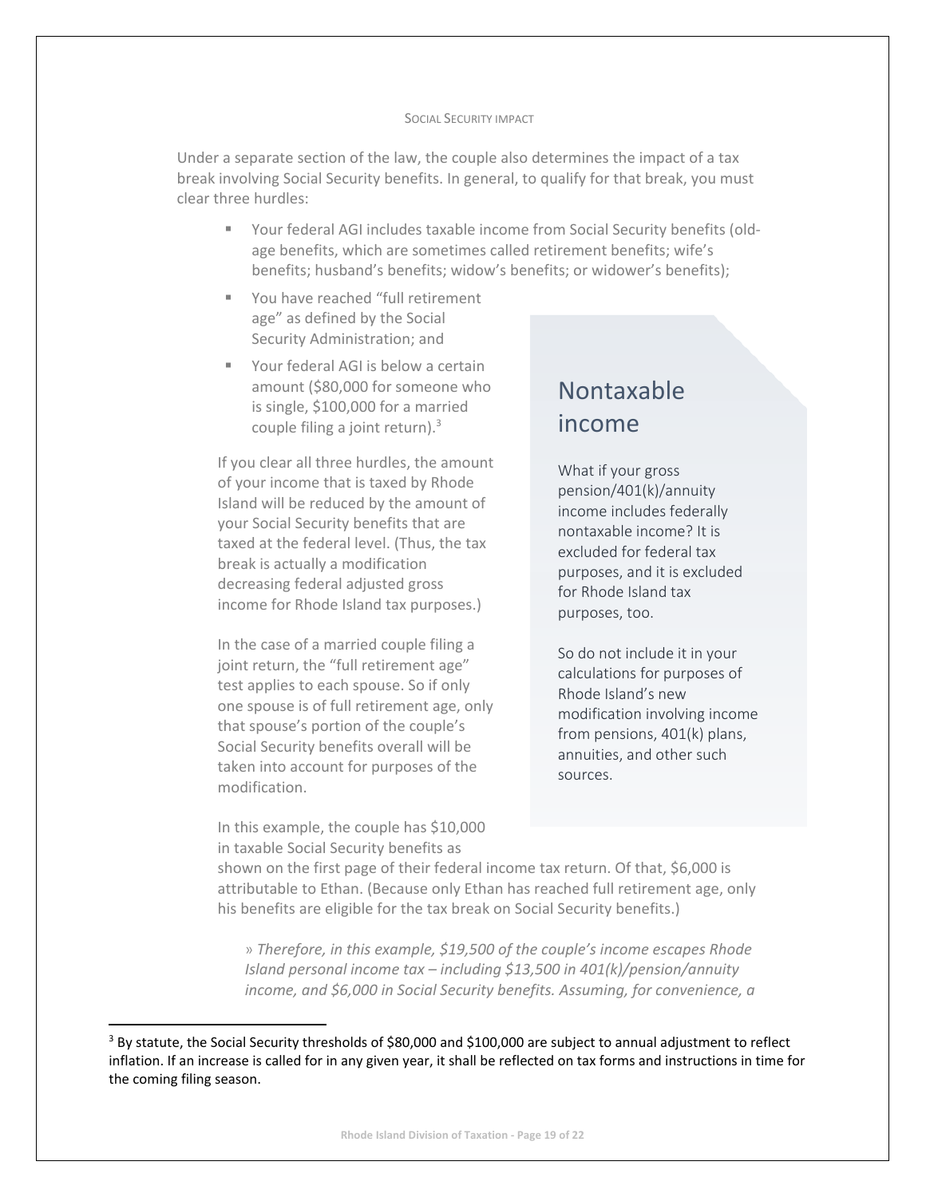### SOCIAL SECURITY IMPACT

Under a separate section of the law, the couple also determines the impact of a tax break involving Social Security benefits. In general, to qualify for that break, you must clear three hurdles:

- Your federal AGI includes taxable income from Social Security benefits (old-age benefits, which are sometimes called retirement benefits; wife's benefits; husband's benefits; widow's benefits; or widower's benefits);
- You have reached "full retirement age" as defined by the Social Security Administration; and
- Your federal AGI is below a certain amount ($80,000 for someone who is single, $100,000 for a married couple filing a joint return).[3]

If you clear all three hurdles, the amount of your income that is taxed by Rhode Island will be reduced by the amount of your Social Security benefits that are taxed at the federal level. (Thus, the tax break is actually a modification decreasing federal adjusted gross income for Rhode Island tax purposes.)

In the case of a married couple filing a joint return, the "full retirement age" test applies to each spouse. So if only one spouse is of full retirement age, only that spouse's portion of the couple's Social Security benefits overall will be taken into account for purposes of the modification.

In this example, the couple has $10,000 in taxable Social Security benefits as shown on the first page of their federal income tax return. Of that, $6,000 is attributable to Ethan. (Because only Ethan has reached full retirement age, only his benefits are eligible for the tax break on Social Security benefits.)

> » *Therefore, in this example, $19,500 of the couple's income escapes Rhode Island personal income tax – including $13,500 in 401(k)/pension/annuity income, and $6,000 in Social Security benefits. Assuming, for convenience, a*

## Nontaxable income

What if your gross pension/401(k)/annuity income includes federally nontaxable income? It is excluded for federal tax purposes, and it is excluded for Rhode Island tax purposes, too.

So do not include it in your calculations for purposes of Rhode Island's new modification involving income from pensions, 401(k) plans, annuities, and other such sources.

---

[3] By statute, the Social Security thresholds of $80,000 and $100,000 are subject to annual adjustment to reflect inflation. If an increase is called for in any given year, it shall be reflected on tax forms and instructions in time for the coming filing season.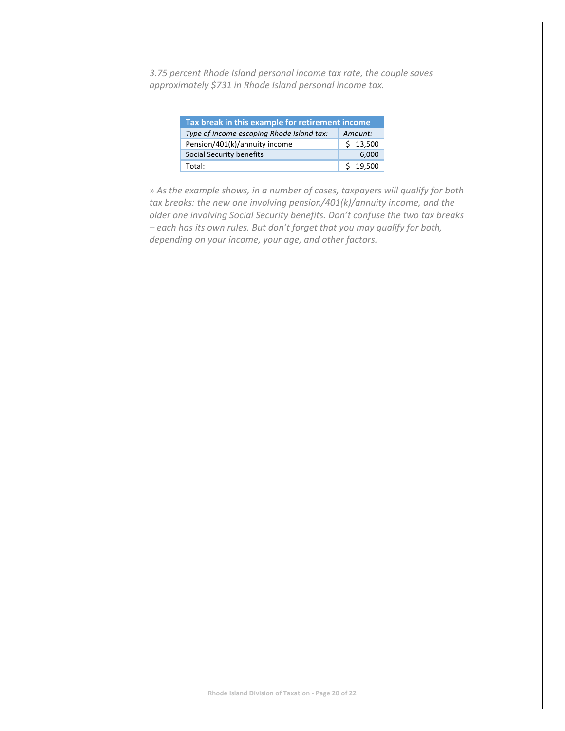*3.75 percent Rhode Island personal income tax rate, the couple saves approximately $731 in Rhode Island personal income tax.*

| **Tax break in this example for retirement income** | |
|---|---|
| *Type of income escaping Rhode Island tax:* | *Amount:* |
| Pension/401(k)/annuity income | $ 13,500 |
| Social Security benefits | 6,000 |
| Total: | $ 19,500 |

*» As the example shows, in a number of cases, taxpayers will qualify for both tax breaks: the new one involving pension/401(k)/annuity income, and the older one involving Social Security benefits. Don't confuse the two tax breaks – each has its own rules. But don't forget that you may qualify for both, depending on your income, your age, and other factors.*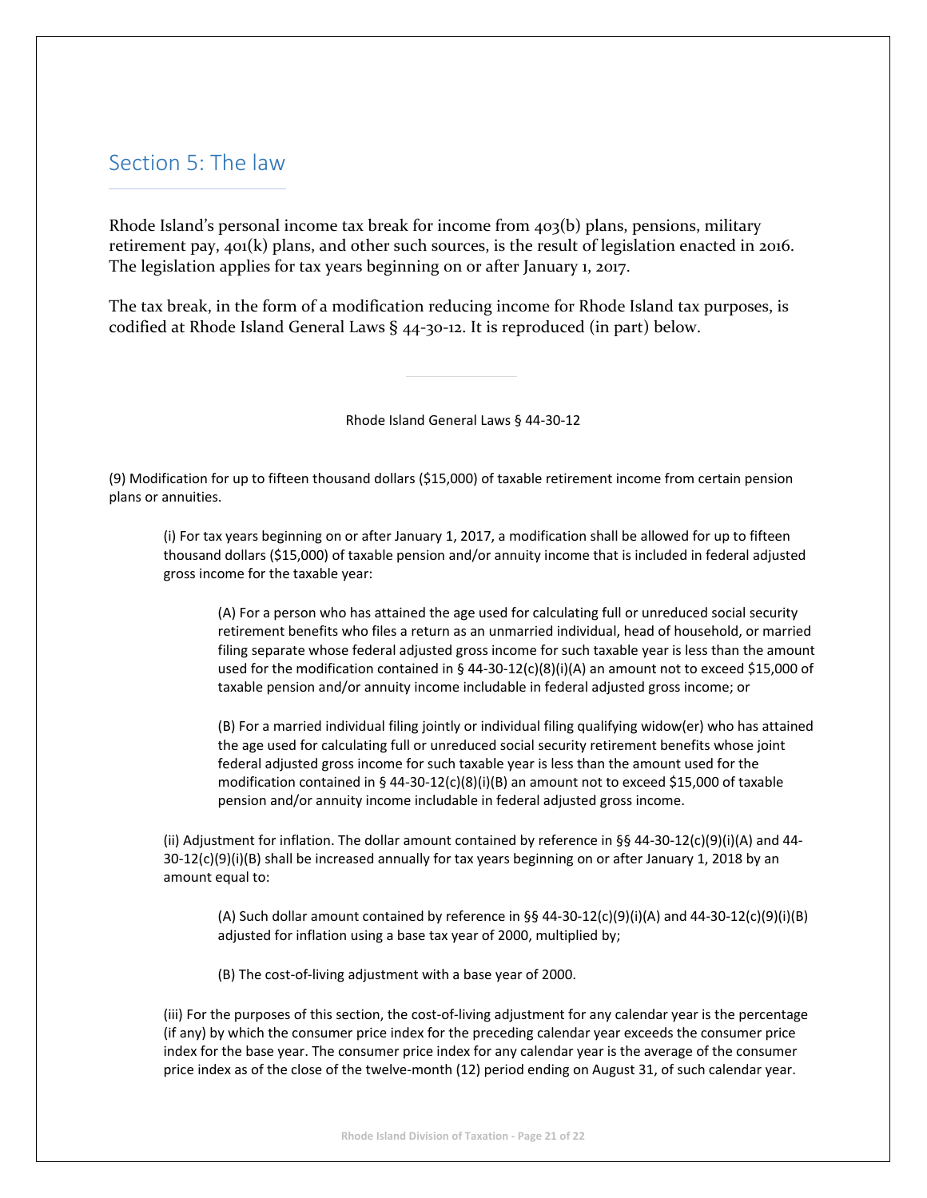## Section 5: The law

Rhode Island's personal income tax break for income from 403(b) plans, pensions, military retirement pay, 401(k) plans, and other such sources, is the result of legislation enacted in 2016. The legislation applies for tax years beginning on or after January 1, 2017.

The tax break, in the form of a modification reducing income for Rhode Island tax purposes, is codified at Rhode Island General Laws § 44-30-12. It is reproduced (in part) below.

---

Rhode Island General Laws § 44-30-12

(9) Modification for up to fifteen thousand dollars ($15,000) of taxable retirement income from certain pension plans or annuities.

> (i) For tax years beginning on or after January 1, 2017, a modification shall be allowed for up to fifteen thousand dollars ($15,000) of taxable pension and/or annuity income that is included in federal adjusted gross income for the taxable year:
>
> > (A) For a person who has attained the age used for calculating full or unreduced social security retirement benefits who files a return as an unmarried individual, head of household, or married filing separate whose federal adjusted gross income for such taxable year is less than the amount used for the modification contained in § 44-30-12(c)(8)(i)(A) an amount not to exceed $15,000 of taxable pension and/or annuity income includable in federal adjusted gross income; or
> >
> > (B) For a married individual filing jointly or individual filing qualifying widow(er) who has attained the age used for calculating full or unreduced social security retirement benefits whose joint federal adjusted gross income for such taxable year is less than the amount used for the modification contained in § 44-30-12(c)(8)(i)(B) an amount not to exceed $15,000 of taxable pension and/or annuity income includable in federal adjusted gross income.
>
> (ii) Adjustment for inflation. The dollar amount contained by reference in §§ 44-30-12(c)(9)(i)(A) and 44-30-12(c)(9)(i)(B) shall be increased annually for tax years beginning on or after January 1, 2018 by an amount equal to:
>
> > (A) Such dollar amount contained by reference in §§ 44-30-12(c)(9)(i)(A) and 44-30-12(c)(9)(i)(B) adjusted for inflation using a base tax year of 2000, multiplied by;
> >
> > (B) The cost-of-living adjustment with a base year of 2000.
>
> (iii) For the purposes of this section, the cost-of-living adjustment for any calendar year is the percentage (if any) by which the consumer price index for the preceding calendar year exceeds the consumer price index for the base year. The consumer price index for any calendar year is the average of the consumer price index as of the close of the twelve-month (12) period ending on August 31, of such calendar year.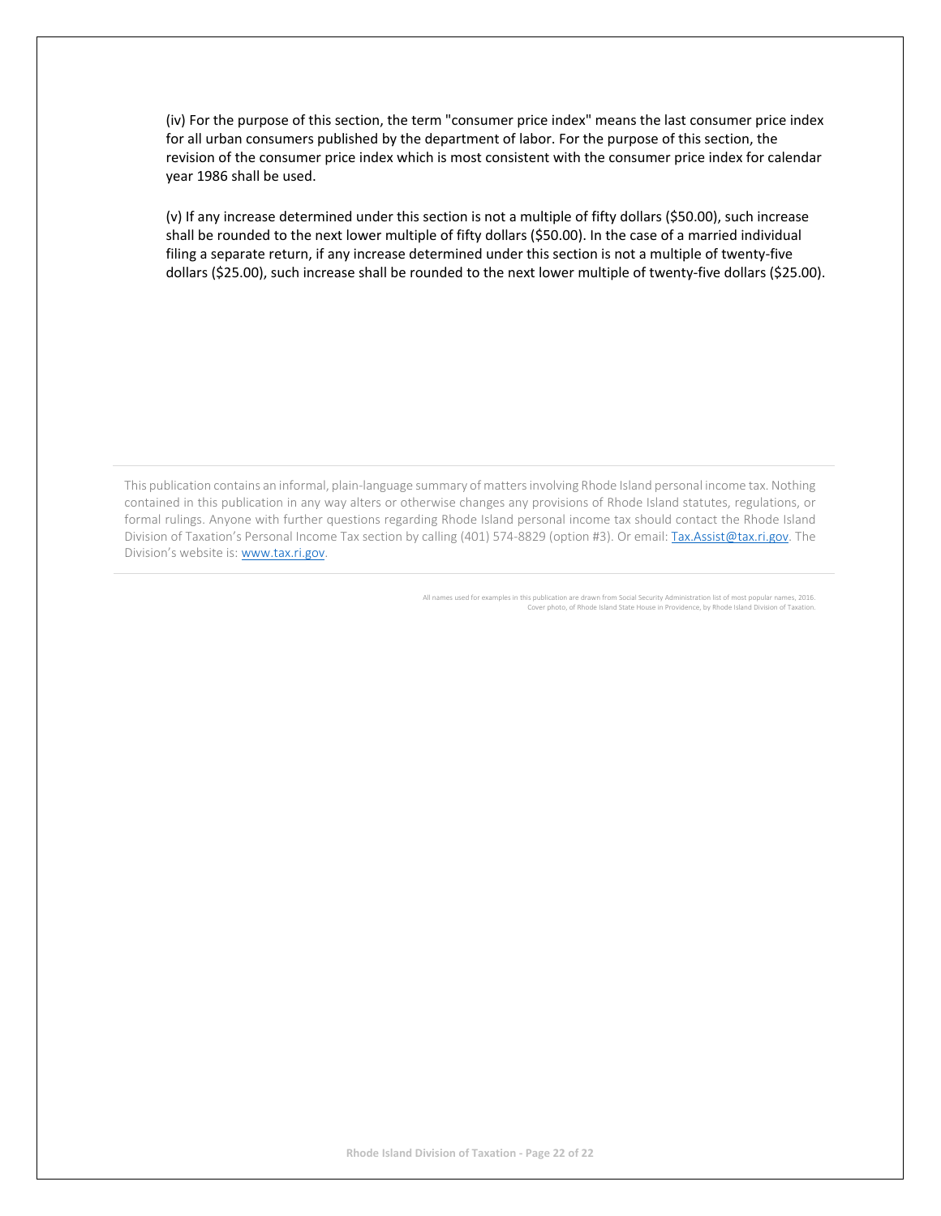(iv) For the purpose of this section, the term "consumer price index" means the last consumer price index for all urban consumers published by the department of labor. For the purpose of this section, the revision of the consumer price index which is most consistent with the consumer price index for calendar year 1986 shall be used.

(v) If any increase determined under this section is not a multiple of fifty dollars ($50.00), such increase shall be rounded to the next lower multiple of fifty dollars ($50.00). In the case of a married individual filing a separate return, if any increase determined under this section is not a multiple of twenty-five dollars ($25.00), such increase shall be rounded to the next lower multiple of twenty-five dollars ($25.00).

---

This publication contains an informal, plain-language summary of matters involving Rhode Island personal income tax. Nothing contained in this publication in any way alters or otherwise changes any provisions of Rhode Island statutes, regulations, or formal rulings. Anyone with further questions regarding Rhode Island personal income tax should contact the Rhode Island Division of Taxation's Personal Income Tax section by calling (401) 574-8829 (option #3). Or email: [Tax.Assist@tax.ri.gov](mailto:Tax.Assist@tax.ri.gov). The Division's website is: [www.tax.ri.gov](http://www.tax.ri.gov).

---

All names used for examples in this publication are drawn from Social Security Administration list of most popular names, 2016.
Cover photo, of Rhode Island State House in Providence, by Rhode Island Division of Taxation.